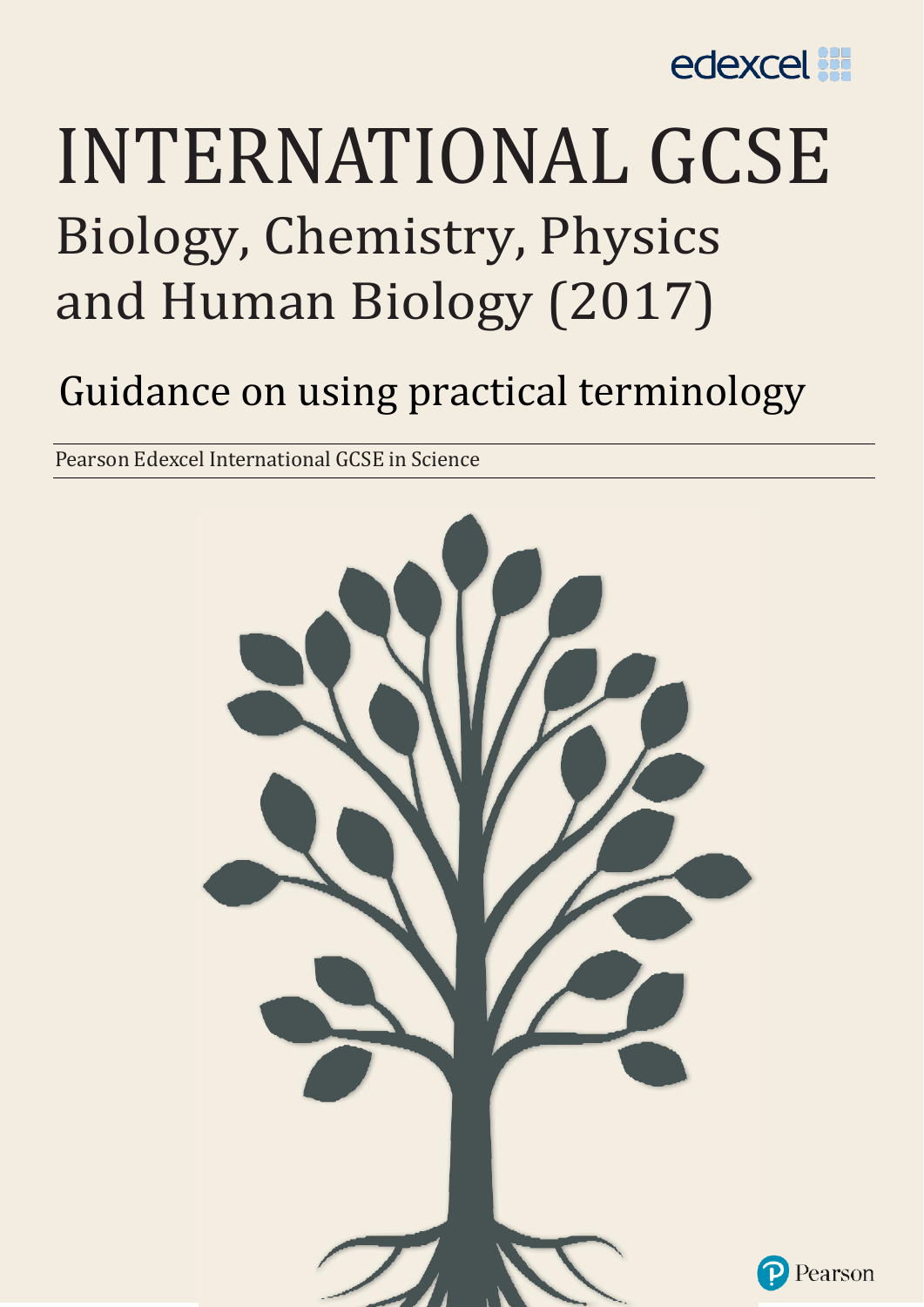edexcel

# INTERNATIONAL GCSE

## Biology, Chemistry, Physics and Human Biology (2017)

## Guidance on using practical terminology

Pearson Edexcel International GCSE in Science

Pearson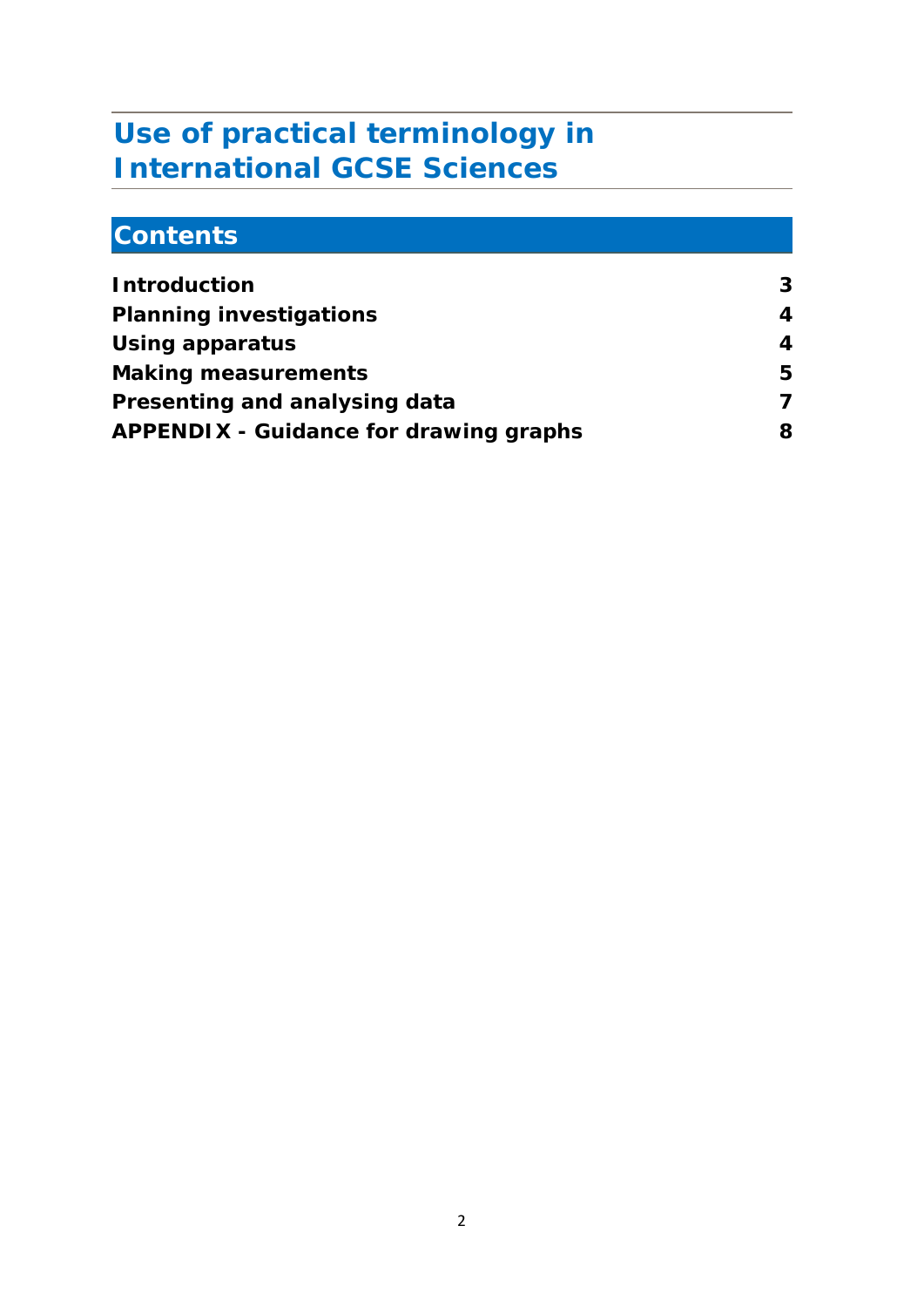# Use of practical terminology in International GCSE Sciences

## Contents

| | |
|---|---|
| **Introduction** | **3** |
| **Planning investigations** | **4** |
| **Using apparatus** | **4** |
| **Making measurements** | **5** |
| **Presenting and analysing data** | **7** |
| **APPENDIX - Guidance for drawing graphs** | **8** |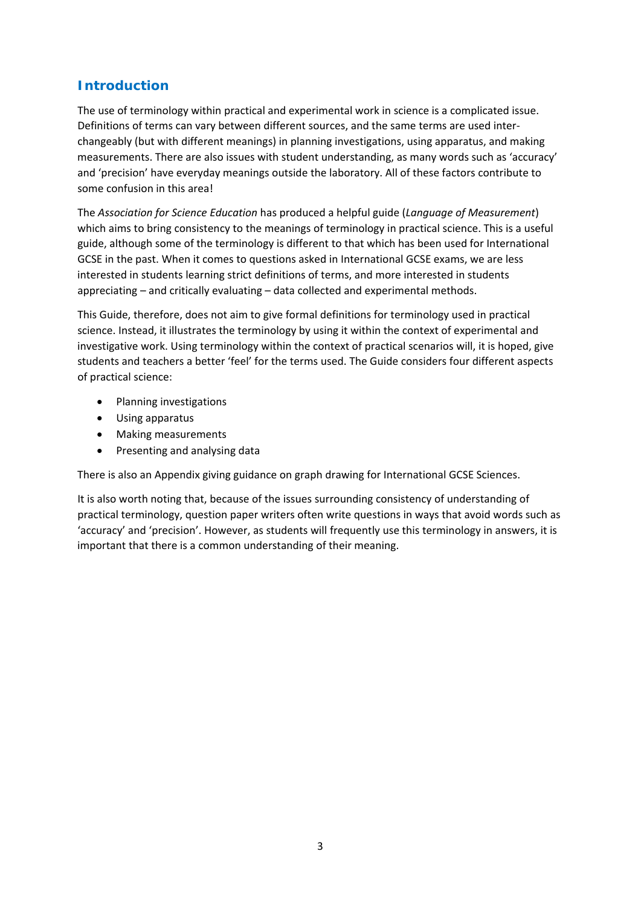## Introduction

The use of terminology within practical and experimental work in science is a complicated issue. Definitions of terms can vary between different sources, and the same terms are used inter-changeably (but with different meanings) in planning investigations, using apparatus, and making measurements. There are also issues with student understanding, as many words such as 'accuracy' and 'precision' have everyday meanings outside the laboratory. All of these factors contribute to some confusion in this area!

The *Association for Science Education* has produced a helpful guide (*Language of Measurement*) which aims to bring consistency to the meanings of terminology in practical science. This is a useful guide, although some of the terminology is different to that which has been used for International GCSE in the past. When it comes to questions asked in International GCSE exams, we are less interested in students learning strict definitions of terms, and more interested in students appreciating – and critically evaluating – data collected and experimental methods.

This Guide, therefore, does not aim to give formal definitions for terminology used in practical science. Instead, it illustrates the terminology by using it within the context of experimental and investigative work. Using terminology within the context of practical scenarios will, it is hoped, give students and teachers a better 'feel' for the terms used. The Guide considers four different aspects of practical science:

- Planning investigations
- Using apparatus
- Making measurements
- Presenting and analysing data

There is also an Appendix giving guidance on graph drawing for International GCSE Sciences.

It is also worth noting that, because of the issues surrounding consistency of understanding of practical terminology, question paper writers often write questions in ways that avoid words such as 'accuracy' and 'precision'. However, as students will frequently use this terminology in answers, it is important that there is a common understanding of their meaning.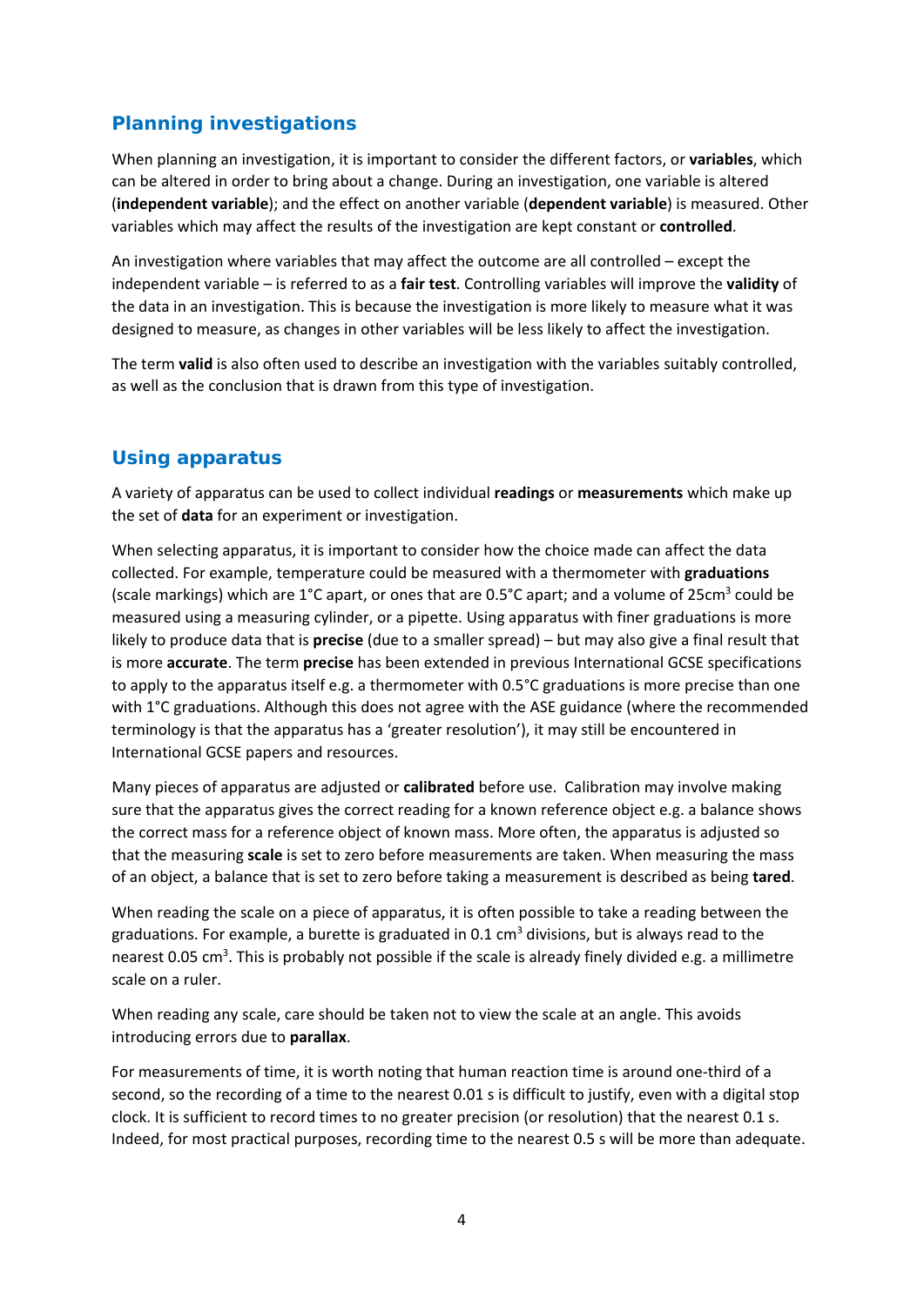## Planning investigations

When planning an investigation, it is important to consider the different factors, or **variables**, which can be altered in order to bring about a change. During an investigation, one variable is altered (**independent variable**); and the effect on another variable (**dependent variable**) is measured. Other variables which may affect the results of the investigation are kept constant or **controlled**.

An investigation where variables that may affect the outcome are all controlled – except the independent variable – is referred to as a **fair test**. Controlling variables will improve the **validity** of the data in an investigation. This is because the investigation is more likely to measure what it was designed to measure, as changes in other variables will be less likely to affect the investigation.

The term **valid** is also often used to describe an investigation with the variables suitably controlled, as well as the conclusion that is drawn from this type of investigation.

## Using apparatus

A variety of apparatus can be used to collect individual **readings** or **measurements** which make up the set of **data** for an experiment or investigation.

When selecting apparatus, it is important to consider how the choice made can affect the data collected. For example, temperature could be measured with a thermometer with **graduations** (scale markings) which are 1°C apart, or ones that are 0.5°C apart; and a volume of 25cm$^3$ could be measured using a measuring cylinder, or a pipette. Using apparatus with finer graduations is more likely to produce data that is **precise** (due to a smaller spread) – but may also give a final result that is more **accurate**. The term **precise** has been extended in previous International GCSE specifications to apply to the apparatus itself e.g. a thermometer with 0.5°C graduations is more precise than one with 1°C graduations. Although this does not agree with the ASE guidance (where the recommended terminology is that the apparatus has a 'greater resolution'), it may still be encountered in International GCSE papers and resources.

Many pieces of apparatus are adjusted or **calibrated** before use. Calibration may involve making sure that the apparatus gives the correct reading for a known reference object e.g. a balance shows the correct mass for a reference object of known mass. More often, the apparatus is adjusted so that the measuring **scale** is set to zero before measurements are taken. When measuring the mass of an object, a balance that is set to zero before taking a measurement is described as being **tared**.

When reading the scale on a piece of apparatus, it is often possible to take a reading between the graduations. For example, a burette is graduated in 0.1 cm$^3$ divisions, but is always read to the nearest 0.05 cm$^3$. This is probably not possible if the scale is already finely divided e.g. a millimetre scale on a ruler.

When reading any scale, care should be taken not to view the scale at an angle. This avoids introducing errors due to **parallax**.

For measurements of time, it is worth noting that human reaction time is around one-third of a second, so the recording of a time to the nearest 0.01 s is difficult to justify, even with a digital stop clock. It is sufficient to record times to no greater precision (or resolution) that the nearest 0.1 s. Indeed, for most practical purposes, recording time to the nearest 0.5 s will be more than adequate.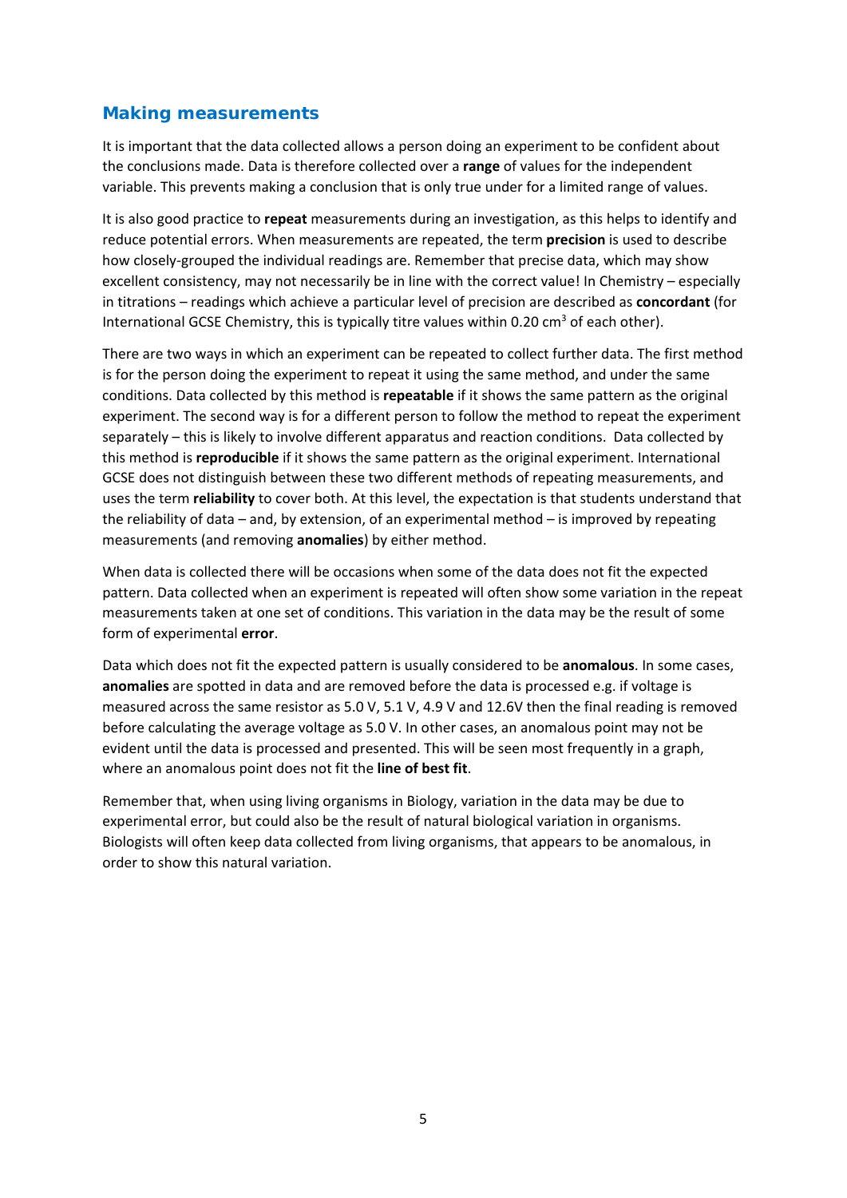## Making measurements

It is important that the data collected allows a person doing an experiment to be confident about the conclusions made. Data is therefore collected over a **range** of values for the independent variable. This prevents making a conclusion that is only true under for a limited range of values.

It is also good practice to **repeat** measurements during an investigation, as this helps to identify and reduce potential errors. When measurements are repeated, the term **precision** is used to describe how closely-grouped the individual readings are. Remember that precise data, which may show excellent consistency, may not necessarily be in line with the correct value! In Chemistry – especially in titrations – readings which achieve a particular level of precision are described as **concordant** (for International GCSE Chemistry, this is typically titre values within 0.20 $cm^3$ of each other).

There are two ways in which an experiment can be repeated to collect further data. The first method is for the person doing the experiment to repeat it using the same method, and under the same conditions. Data collected by this method is **repeatable** if it shows the same pattern as the original experiment. The second way is for a different person to follow the method to repeat the experiment separately – this is likely to involve different apparatus and reaction conditions. Data collected by this method is **reproducible** if it shows the same pattern as the original experiment. International GCSE does not distinguish between these two different methods of repeating measurements, and uses the term **reliability** to cover both. At this level, the expectation is that students understand that the reliability of data – and, by extension, of an experimental method – is improved by repeating measurements (and removing **anomalies**) by either method.

When data is collected there will be occasions when some of the data does not fit the expected pattern. Data collected when an experiment is repeated will often show some variation in the repeat measurements taken at one set of conditions. This variation in the data may be the result of some form of experimental **error**.

Data which does not fit the expected pattern is usually considered to be **anomalous**. In some cases, **anomalies** are spotted in data and are removed before the data is processed e.g. if voltage is measured across the same resistor as 5.0 V, 5.1 V, 4.9 V and 12.6V then the final reading is removed before calculating the average voltage as 5.0 V. In other cases, an anomalous point may not be evident until the data is processed and presented. This will be seen most frequently in a graph, where an anomalous point does not fit the **line of best fit**.

Remember that, when using living organisms in Biology, variation in the data may be due to experimental error, but could also be the result of natural biological variation in organisms. Biologists will often keep data collected from living organisms, that appears to be anomalous, in order to show this natural variation.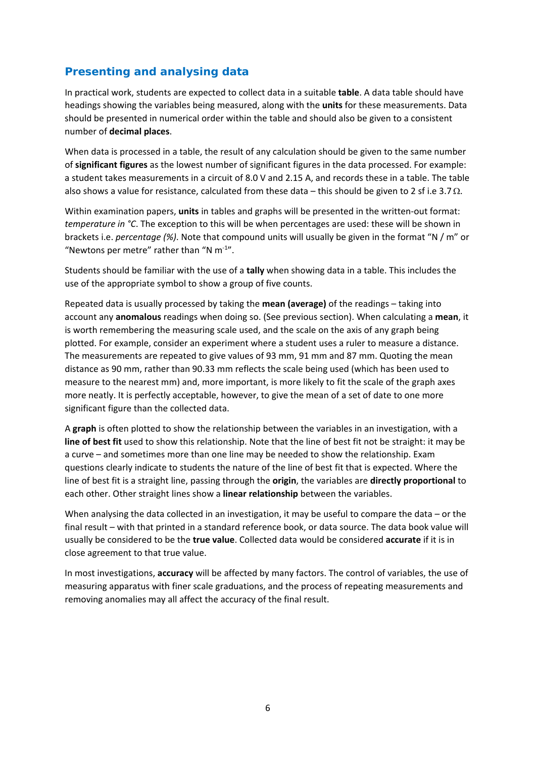## Presenting and analysing data

In practical work, students are expected to collect data in a suitable **table**. A data table should have headings showing the variables being measured, along with the **units** for these measurements. Data should be presented in numerical order within the table and should also be given to a consistent number of **decimal places**.

When data is processed in a table, the result of any calculation should be given to the same number of **significant figures** as the lowest number of significant figures in the data processed. For example: a student takes measurements in a circuit of 8.0 V and 2.15 A, and records these in a table. The table also shows a value for resistance, calculated from these data – this should be given to 2 sf i.e 3.7 Ω.

Within examination papers, **units** in tables and graphs will be presented in the written-out format: *temperature in °C*. The exception to this will be when percentages are used: these will be shown in brackets i.e. *percentage (%)*. Note that compound units will usually be given in the format "N / m" or "Newtons per metre" rather than "N $m^{-1}$".

Students should be familiar with the use of a **tally** when showing data in a table. This includes the use of the appropriate symbol to show a group of five counts.

Repeated data is usually processed by taking the **mean (average)** of the readings – taking into account any **anomalous** readings when doing so. (See previous section). When calculating a **mean**, it is worth remembering the measuring scale used, and the scale on the axis of any graph being plotted. For example, consider an experiment where a student uses a ruler to measure a distance. The measurements are repeated to give values of 93 mm, 91 mm and 87 mm. Quoting the mean distance as 90 mm, rather than 90.33 mm reflects the scale being used (which has been used to measure to the nearest mm) and, more important, is more likely to fit the scale of the graph axes more neatly. It is perfectly acceptable, however, to give the mean of a set of date to one more significant figure than the collected data.

A **graph** is often plotted to show the relationship between the variables in an investigation, with a **line of best fit** used to show this relationship. Note that the line of best fit not be straight: it may be a curve – and sometimes more than one line may be needed to show the relationship. Exam questions clearly indicate to students the nature of the line of best fit that is expected. Where the line of best fit is a straight line, passing through the **origin**, the variables are **directly proportional** to each other. Other straight lines show a **linear relationship** between the variables.

When analysing the data collected in an investigation, it may be useful to compare the data – or the final result – with that printed in a standard reference book, or data source. The data book value will usually be considered to be the **true value**. Collected data would be considered **accurate** if it is in close agreement to that true value.

In most investigations, **accuracy** will be affected by many factors. The control of variables, the use of measuring apparatus with finer scale graduations, and the process of repeating measurements and removing anomalies may all affect the accuracy of the final result.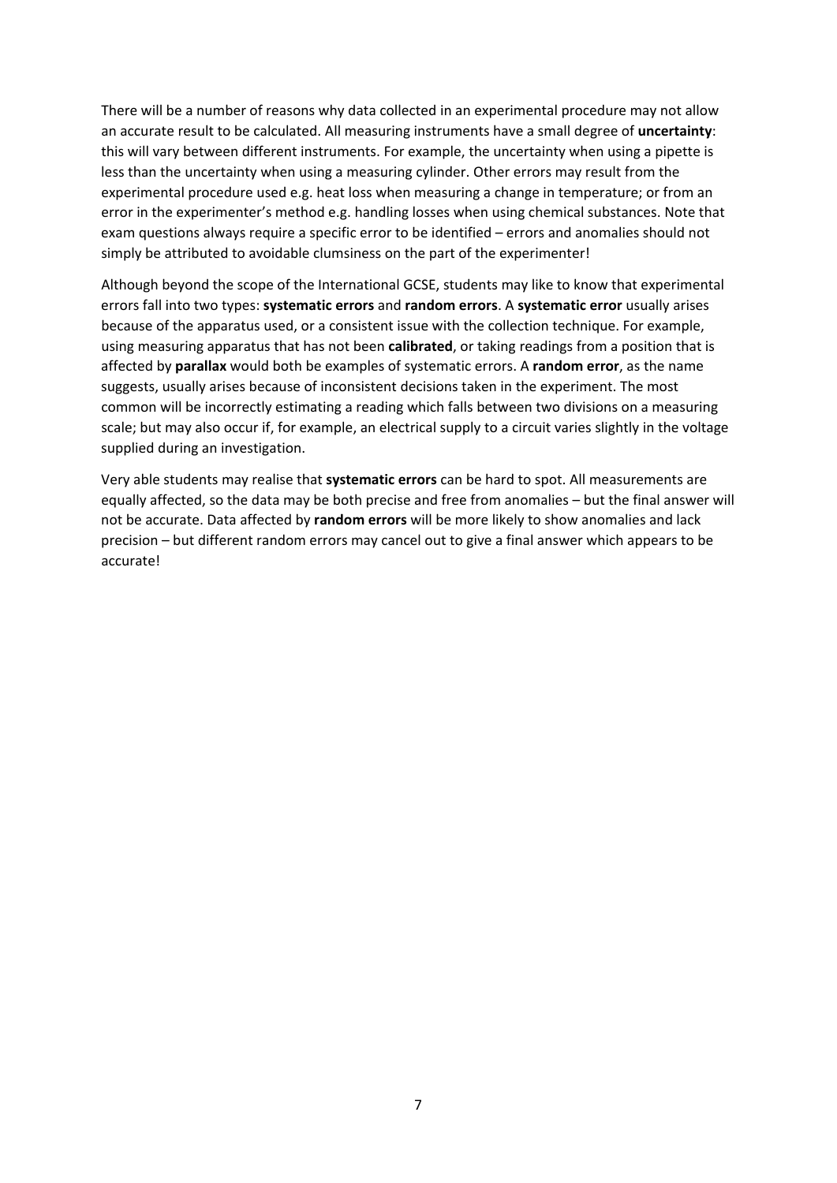There will be a number of reasons why data collected in an experimental procedure may not allow an accurate result to be calculated. All measuring instruments have a small degree of **uncertainty**: this will vary between different instruments. For example, the uncertainty when using a pipette is less than the uncertainty when using a measuring cylinder. Other errors may result from the experimental procedure used e.g. heat loss when measuring a change in temperature; or from an error in the experimenter's method e.g. handling losses when using chemical substances. Note that exam questions always require a specific error to be identified – errors and anomalies should not simply be attributed to avoidable clumsiness on the part of the experimenter!

Although beyond the scope of the International GCSE, students may like to know that experimental errors fall into two types: **systematic errors** and **random errors**. A **systematic error** usually arises because of the apparatus used, or a consistent issue with the collection technique. For example, using measuring apparatus that has not been **calibrated**, or taking readings from a position that is affected by **parallax** would both be examples of systematic errors. A **random error**, as the name suggests, usually arises because of inconsistent decisions taken in the experiment. The most common will be incorrectly estimating a reading which falls between two divisions on a measuring scale; but may also occur if, for example, an electrical supply to a circuit varies slightly in the voltage supplied during an investigation.

Very able students may realise that **systematic errors** can be hard to spot. All measurements are equally affected, so the data may be both precise and free from anomalies – but the final answer will not be accurate. Data affected by **random errors** will be more likely to show anomalies and lack precision – but different random errors may cancel out to give a final answer which appears to be accurate!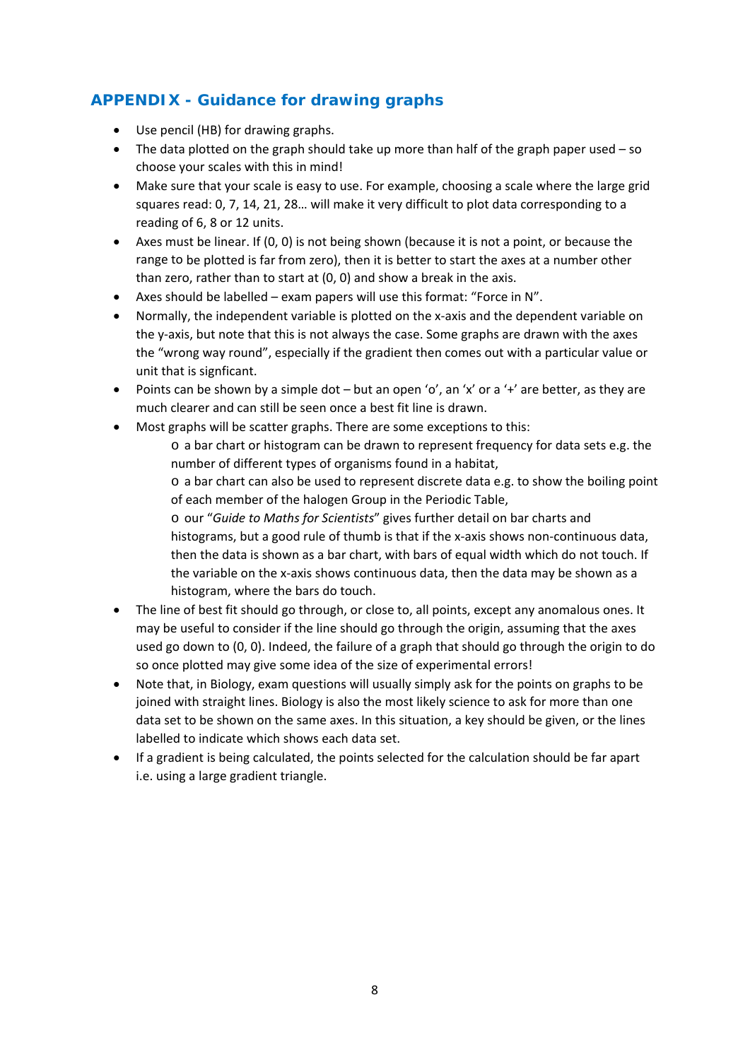## APPENDIX - Guidance for drawing graphs

- Use pencil (HB) for drawing graphs.
- The data plotted on the graph should take up more than half of the graph paper used – so choose your scales with this in mind!
- Make sure that your scale is easy to use. For example, choosing a scale where the large grid squares read: 0, 7, 14, 21, 28… will make it very difficult to plot data corresponding to a reading of 6, 8 or 12 units.
- Axes must be linear. If (0, 0) is not being shown (because it is not a point, or because the range to be plotted is far from zero), then it is better to start the axes at a number other than zero, rather than to start at (0, 0) and show a break in the axis.
- Axes should be labelled – exam papers will use this format: "Force in N".
- Normally, the independent variable is plotted on the x-axis and the dependent variable on the y-axis, but note that this is not always the case. Some graphs are drawn with the axes the "wrong way round", especially if the gradient then comes out with a particular value or unit that is signficant.
- Points can be shown by a simple dot – but an open 'o', an 'x' or a '+' are better, as they are much clearer and can still be seen once a best fit line is drawn.
- Most graphs will be scatter graphs. There are some exceptions to this:
    - a bar chart or histogram can be drawn to represent frequency for data sets e.g. the number of different types of organisms found in a habitat,
    - a bar chart can also be used to represent discrete data e.g. to show the boiling point of each member of the halogen Group in the Periodic Table,
    - our "*Guide to Maths for Scientists*" gives further detail on bar charts and histograms, but a good rule of thumb is that if the x-axis shows non-continuous data, then the data is shown as a bar chart, with bars of equal width which do not touch. If the variable on the x-axis shows continuous data, then the data may be shown as a histogram, where the bars do touch.
- The line of best fit should go through, or close to, all points, except any anomalous ones. It may be useful to consider if the line should go through the origin, assuming that the axes used go down to (0, 0). Indeed, the failure of a graph that should go through the origin to do so once plotted may give some idea of the size of experimental errors!
- Note that, in Biology, exam questions will usually simply ask for the points on graphs to be joined with straight lines. Biology is also the most likely science to ask for more than one data set to be shown on the same axes. In this situation, a key should be given, or the lines labelled to indicate which shows each data set.
- If a gradient is being calculated, the points selected for the calculation should be far apart i.e. using a large gradient triangle.